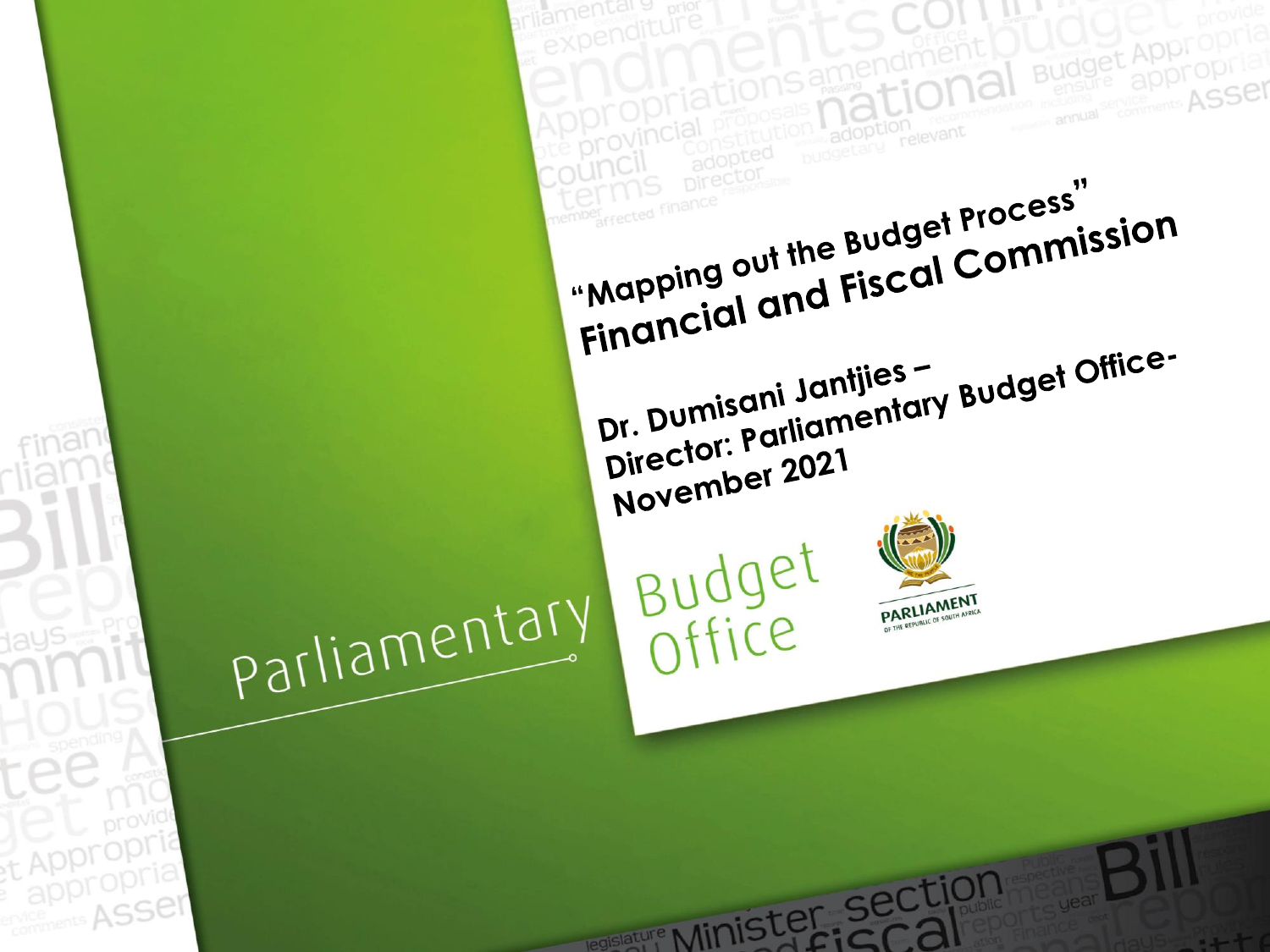# "Mapping out the Budget Process" Financial and Fiscal Commission

**Dr. Dumisani Jantjies –**
**Director: Parliamentary Budget Office-**
**November 2021**

Parliamentary Budget Office

PARLIAMENT OF THE REPUBLIC OF SOUTH AFRICA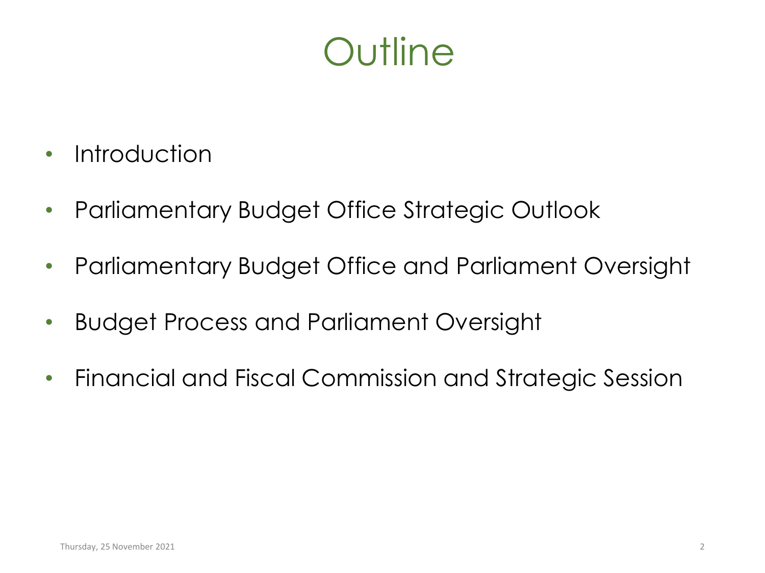# Outline

- Introduction
- Parliamentary Budget Office Strategic Outlook
- Parliamentary Budget Office and Parliament Oversight
- Budget Process and Parliament Oversight
- Financial and Fiscal Commission and Strategic Session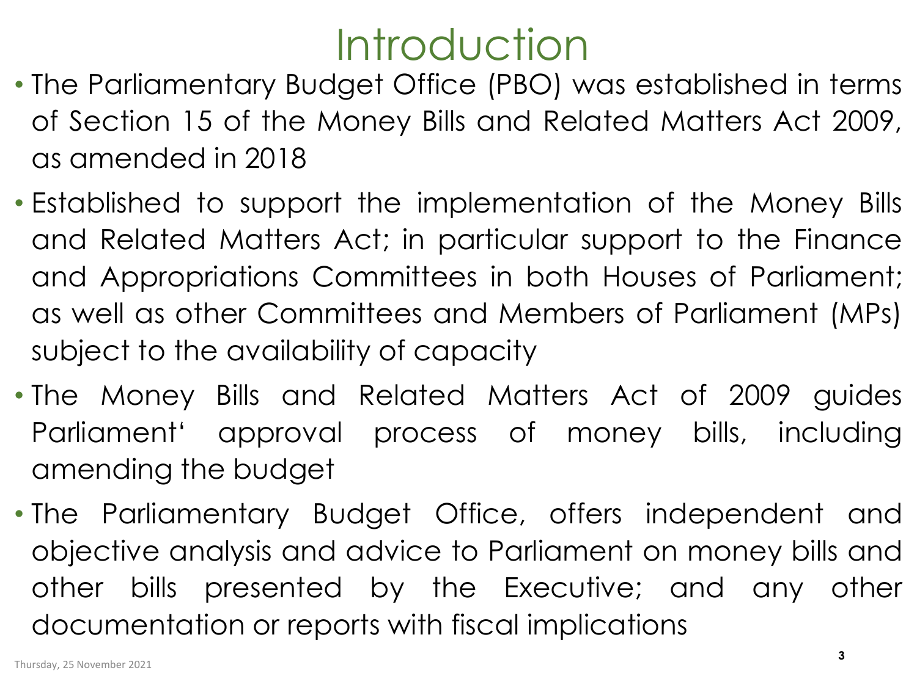# Introduction

- The Parliamentary Budget Office (PBO) was established in terms of Section 15 of the Money Bills and Related Matters Act 2009, as amended in 2018
- Established to support the implementation of the Money Bills and Related Matters Act; in particular support to the Finance and Appropriations Committees in both Houses of Parliament; as well as other Committees and Members of Parliament (MPs) subject to the availability of capacity
- The Money Bills and Related Matters Act of 2009 guides Parliament' approval process of money bills, including amending the budget
- The Parliamentary Budget Office, offers independent and objective analysis and advice to Parliament on money bills and other bills presented by the Executive; and any other documentation or reports with fiscal implications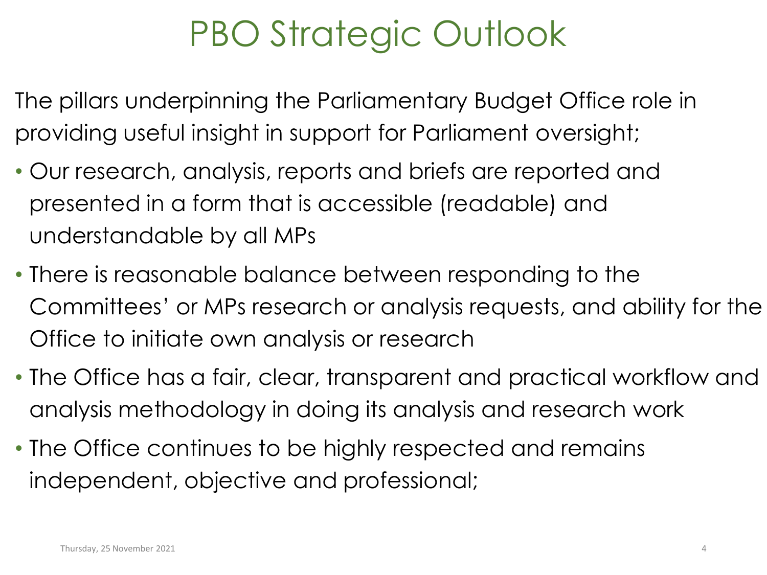# PBO Strategic Outlook

The pillars underpinning the Parliamentary Budget Office role in providing useful insight in support for Parliament oversight;

- Our research, analysis, reports and briefs are reported and presented in a form that is accessible (readable) and understandable by all MPs
- There is reasonable balance between responding to the Committees' or MPs research or analysis requests, and ability for the Office to initiate own analysis or research
- The Office has a fair, clear, transparent and practical workflow and analysis methodology in doing its analysis and research work
- The Office continues to be highly respected and remains independent, objective and professional;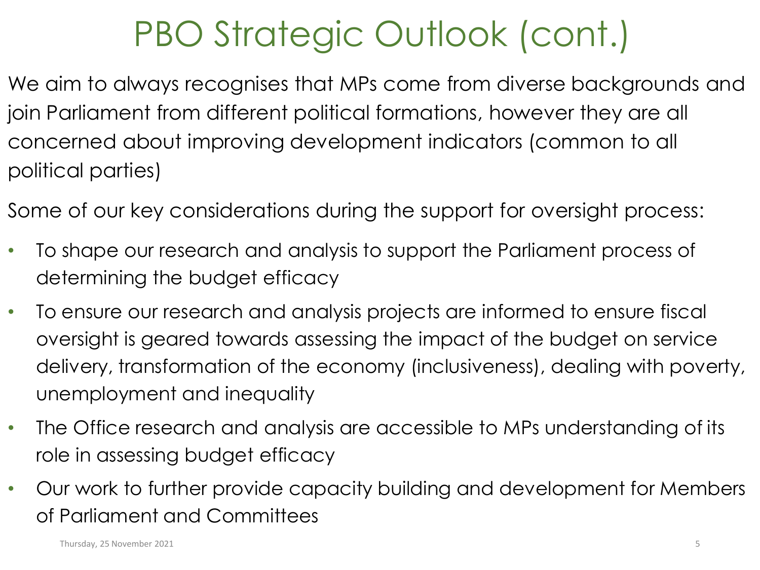# PBO Strategic Outlook (cont.)

We aim to always recognises that MPs come from diverse backgrounds and join Parliament from different political formations, however they are all concerned about improving development indicators (common to all political parties)

Some of our key considerations during the support for oversight process:

- To shape our research and analysis to support the Parliament process of determining the budget efficacy
- To ensure our research and analysis projects are informed to ensure fiscal oversight is geared towards assessing the impact of the budget on service delivery, transformation of the economy (inclusiveness), dealing with poverty, unemployment and inequality
- The Office research and analysis are accessible to MPs understanding of its role in assessing budget efficacy
- Our work to further provide capacity building and development for Members of Parliament and Committees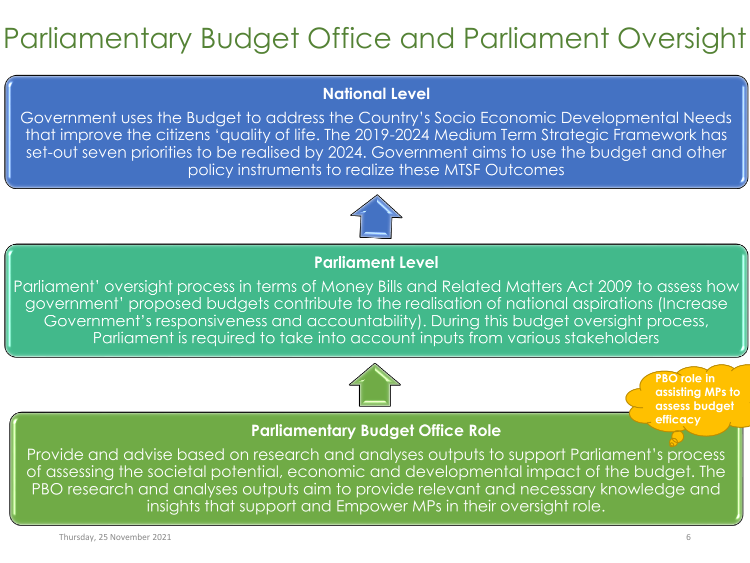# Parliamentary Budget Office and Parliament Oversight

**National Level**

Government uses the Budget to address the Country's Socio Economic Developmental Needs that improve the citizens 'quality of life. The 2019-2024 Medium Term Strategic Framework has set-out seven priorities to be realised by 2024. Government aims to use the budget and other policy instruments to realize these MTSF Outcomes

**Parliament Level**

Parliament' oversight process in terms of Money Bills and Related Matters Act 2009 to assess how government' proposed budgets contribute to the realisation of national aspirations (Increase Government's responsiveness and accountability). During this budget oversight process, Parliament is required to take into account inputs from various stakeholders

**PBO role in assisting MPs to assess budget efficacy**

**Parliamentary Budget Office Role**

Provide and advise based on research and analyses outputs to support Parliament's process of assessing the societal potential, economic and developmental impact of the budget. The PBO research and analyses outputs aim to provide relevant and necessary knowledge and insights that support and Empower MPs in their oversight role.

Thursday, 25 November 2021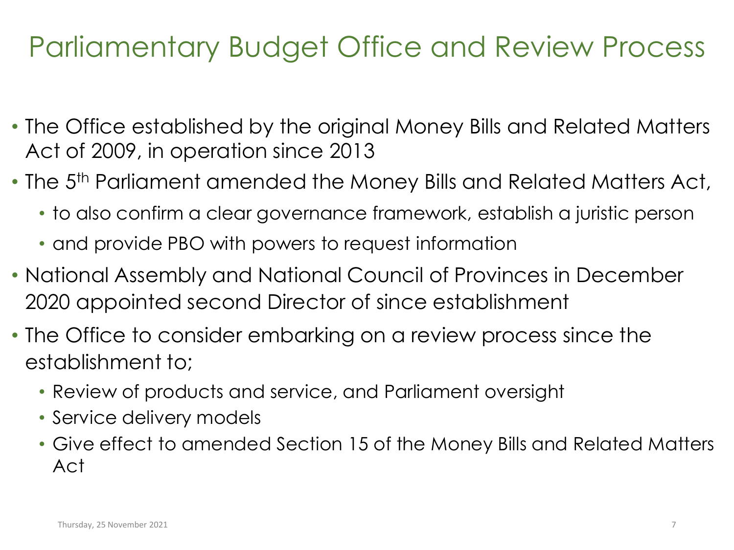# Parliamentary Budget Office and Review Process

- The Office established by the original Money Bills and Related Matters Act of 2009, in operation since 2013
- The 5th Parliament amended the Money Bills and Related Matters Act,
  - to also confirm a clear governance framework, establish a juristic person
  - and provide PBO with powers to request information
- National Assembly and National Council of Provinces in December 2020 appointed second Director of since establishment
- The Office to consider embarking on a review process since the establishment to;
  - Review of products and service, and Parliament oversight
  - Service delivery models
  - Give effect to amended Section 15 of the Money Bills and Related Matters Act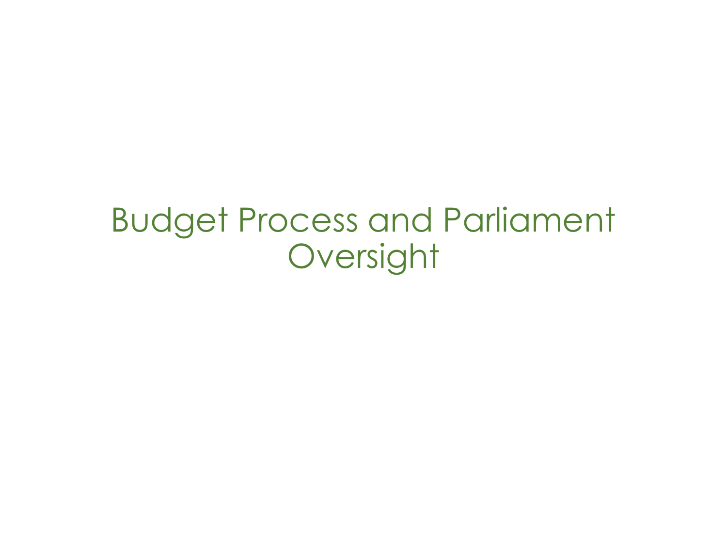# Budget Process and Parliament Oversight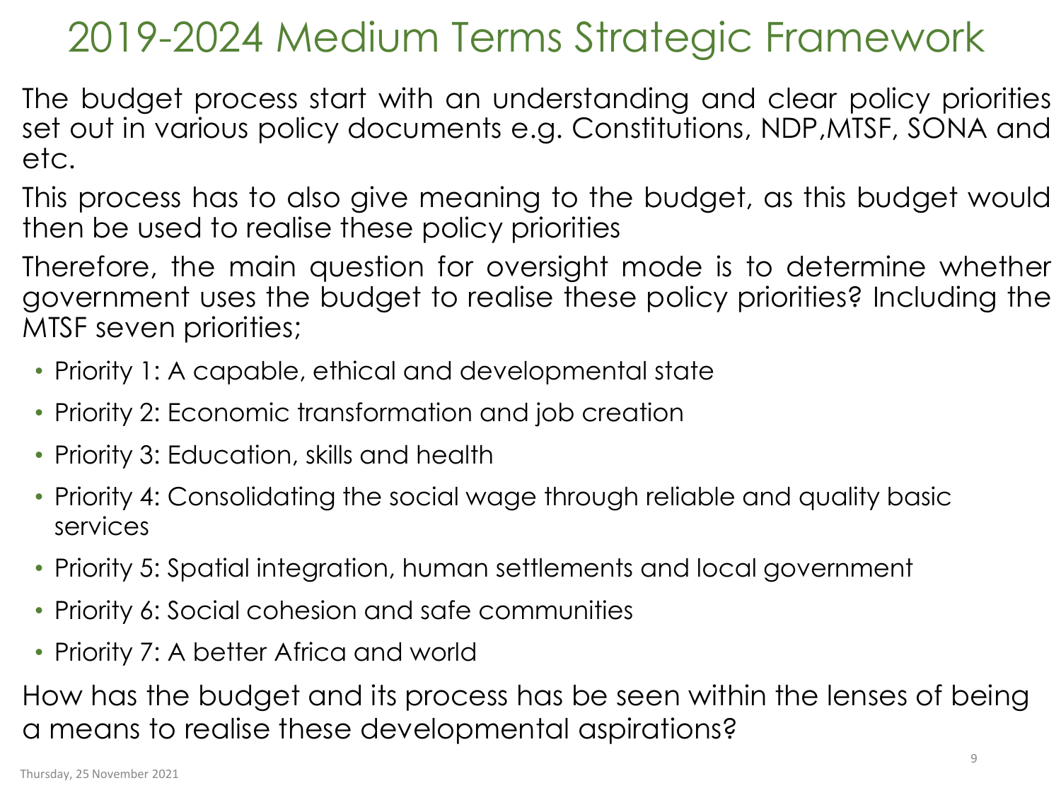# 2019-2024 Medium Terms Strategic Framework

The budget process start with an understanding and clear policy priorities set out in various policy documents e.g. Constitutions, NDP,MTSF, SONA and etc.

This process has to also give meaning to the budget, as this budget would then be used to realise these policy priorities

Therefore, the main question for oversight mode is to determine whether government uses the budget to realise these policy priorities? Including the MTSF seven priorities;

- Priority 1: A capable, ethical and developmental state
- Priority 2: Economic transformation and job creation
- Priority 3: Education, skills and health
- Priority 4: Consolidating the social wage through reliable and quality basic services
- Priority 5: Spatial integration, human settlements and local government
- Priority 6: Social cohesion and safe communities
- Priority 7: A better Africa and world

How has the budget and its process has be seen within the lenses of being a means to realise these developmental aspirations?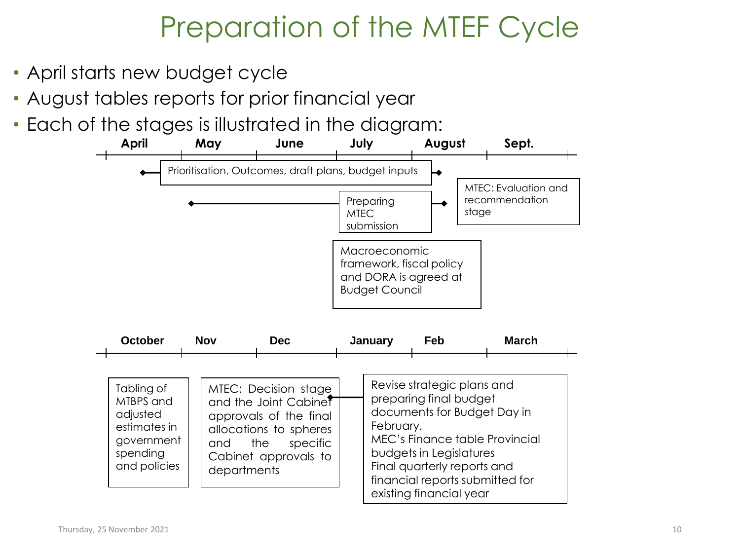# Preparation of the MTEF Cycle

- April starts new budget cycle
- August tables reports for prior financial year
- Each of the stages is illustrated in the diagram:

**April** | **May** | **June** | **July** | **August** | **Sept.**

- Prioritisation, Outcomes, draft plans, budget inputs
- Preparing MTEC submission
- MTEC: Evaluation and recommendation stage
- Macroeconomic framework, fiscal policy and DORA is agreed at Budget Council

**October** | **Nov** | **Dec** | **January** | **Feb** | **March**

- Tabling of MTBPS and adjusted estimates in government spending and policies
- MTEC: Decision stage and the Joint Cabinet approvals of the final allocations to spheres and the specific Cabinet approvals to departments
- Revise strategic plans and preparing final budget documents for Budget Day in February. MEC's Finance table Provincial budgets in Legislatures Final quarterly reports and financial reports submitted for existing financial year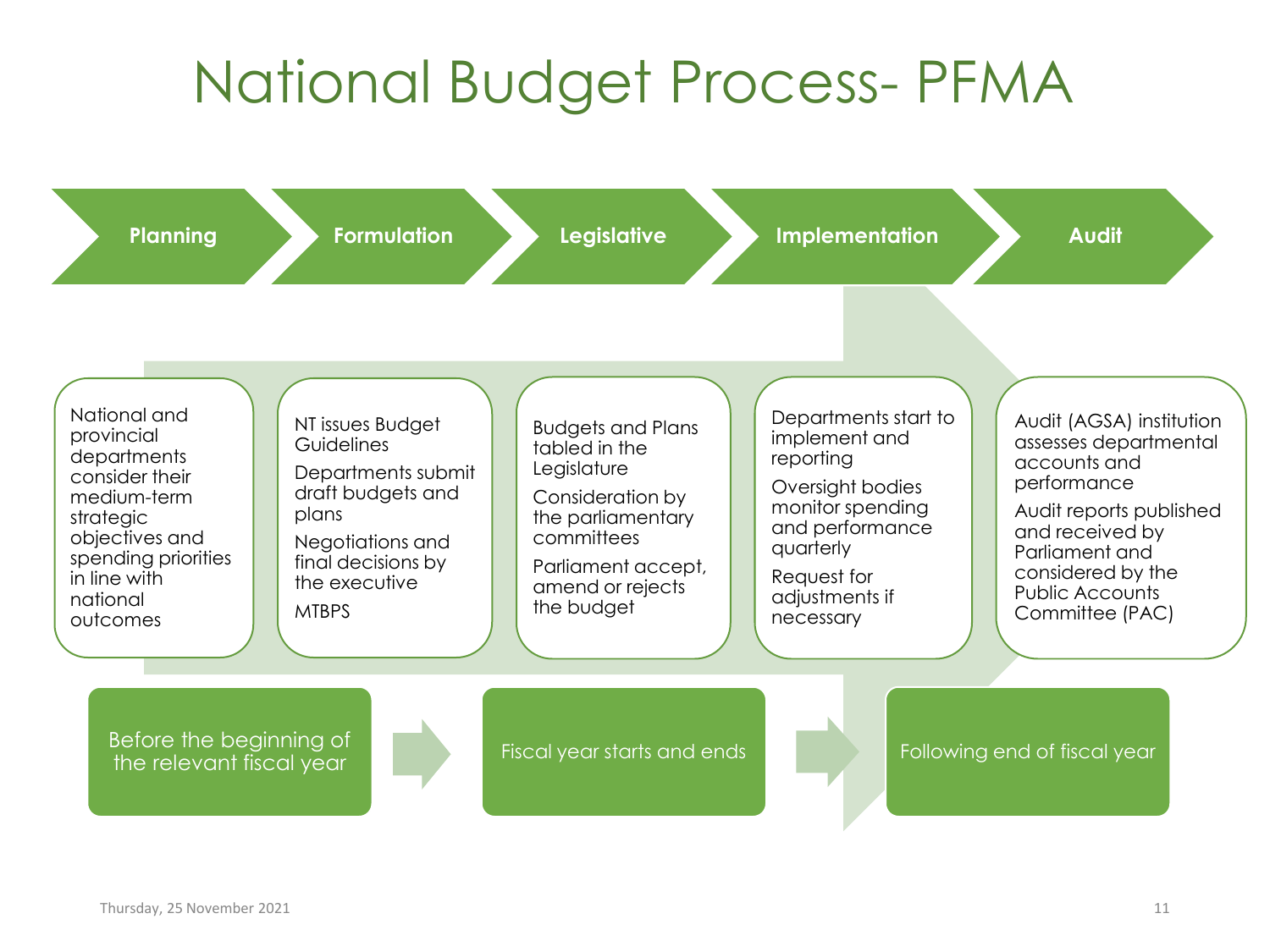# National Budget Process- PFMA

| Planning | Formulation | Legislative | Implementation | Audit |
| --- | --- | --- | --- | --- |
| National and provincial departments consider their medium-term strategic objectives and spending priorities in line with national outcomes | NT issues Budget Guidelines<br>Departments submit draft budgets and plans<br>Negotiations and final decisions by the executive<br>MTBPS | Budgets and Plans tabled in the Legislature<br>Consideration by the parliamentary committees<br>Parliament accept, amend or rejects the budget | Departments start to implement and reporting<br>Oversight bodies monitor spending and performance quarterly<br>Request for adjustments if necessary | Audit (AGSA) institution assesses departmental accounts and performance<br>Audit reports published and received by Parliament and considered by the Public Accounts Committee (PAC) |

Before the beginning of the relevant fiscal year → Fiscal year starts and ends → Following end of fiscal year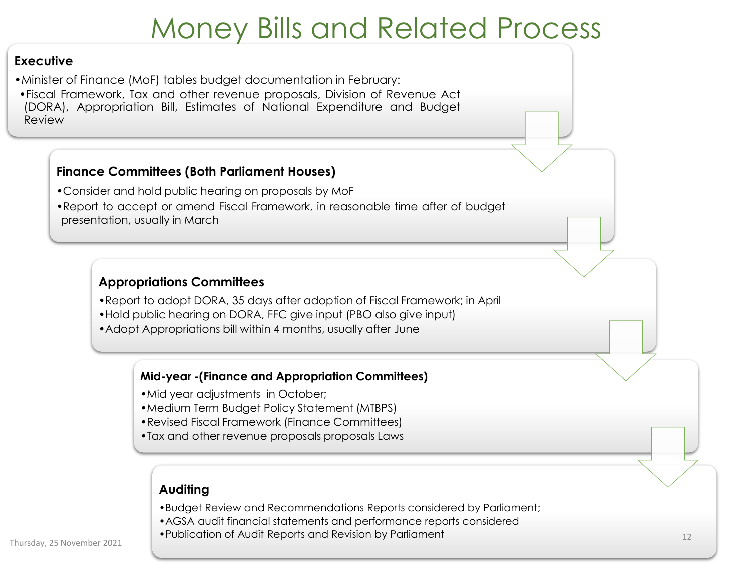# Money Bills and Related Process

### Executive

- Minister of Finance (MoF) tables budget documentation in February:
  - Fiscal Framework, Tax and other revenue proposals, Division of Revenue Act (DORA), Appropriation Bill, Estimates of National Expenditure and Budget Review

### Finance Committees (Both Parliament Houses)

- Consider and hold public hearing on proposals by MoF
- Report to accept or amend Fiscal Framework, in reasonable time after of budget presentation, usually in March

### Appropriations Committees

- Report to adopt DORA, 35 days after adoption of Fiscal Framework; in April
- Hold public hearing on DORA, FFC give input (PBO also give input)
- Adopt Appropriations bill within 4 months, usually after June

### Mid-year -(Finance and Appropriation Committees)

- Mid year adjustments in October;
- Medium Term Budget Policy Statement (MTBPS)
- Revised Fiscal Framework (Finance Committees)
- Tax and other revenue proposals proposals Laws

### Auditing

- Budget Review and Recommendations Reports considered by Parliament;
- AGSA audit financial statements and performance reports considered
- Publication of Audit Reports and Revision by Parliament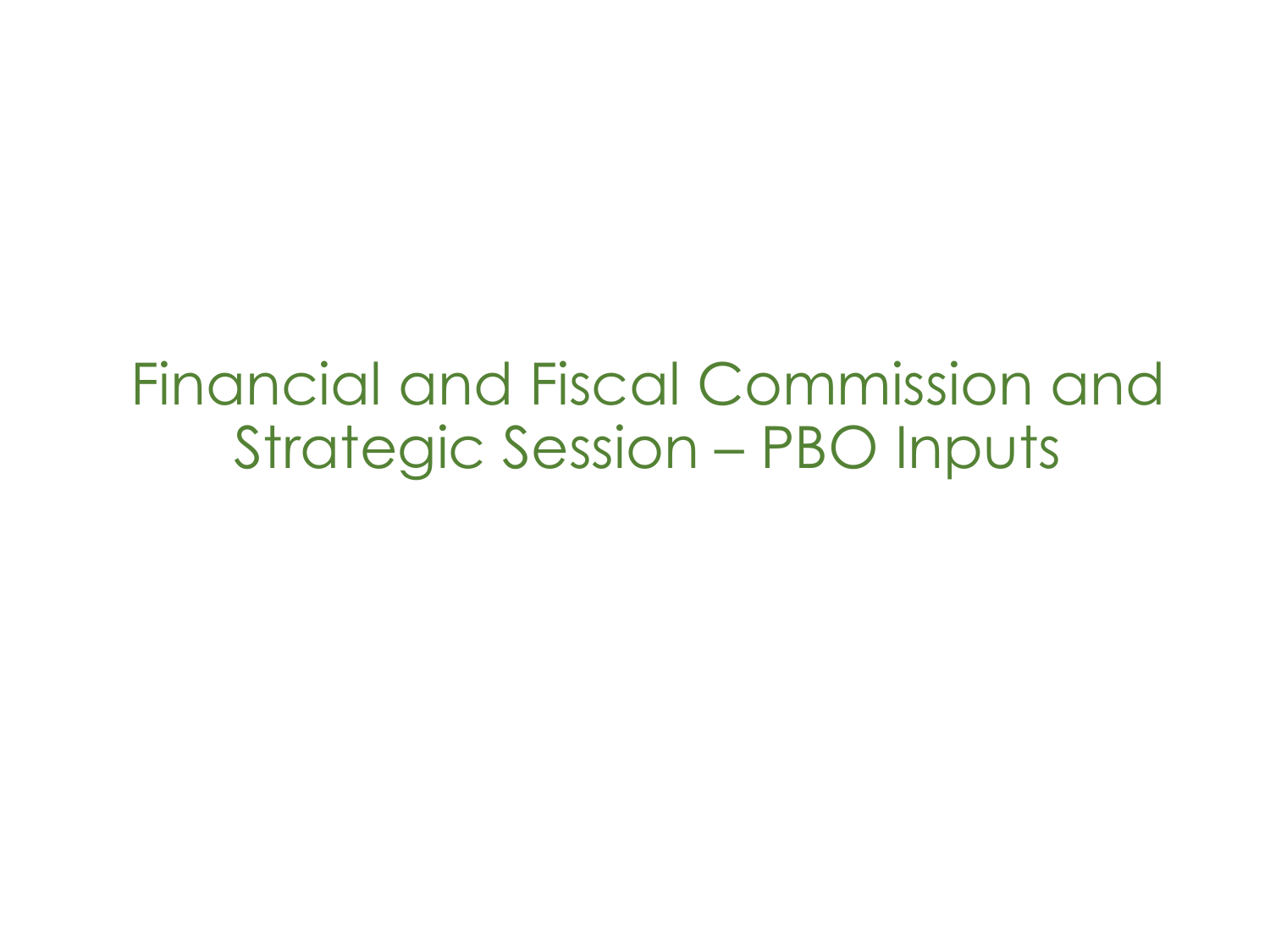# Financial and Fiscal Commission and Strategic Session – PBO Inputs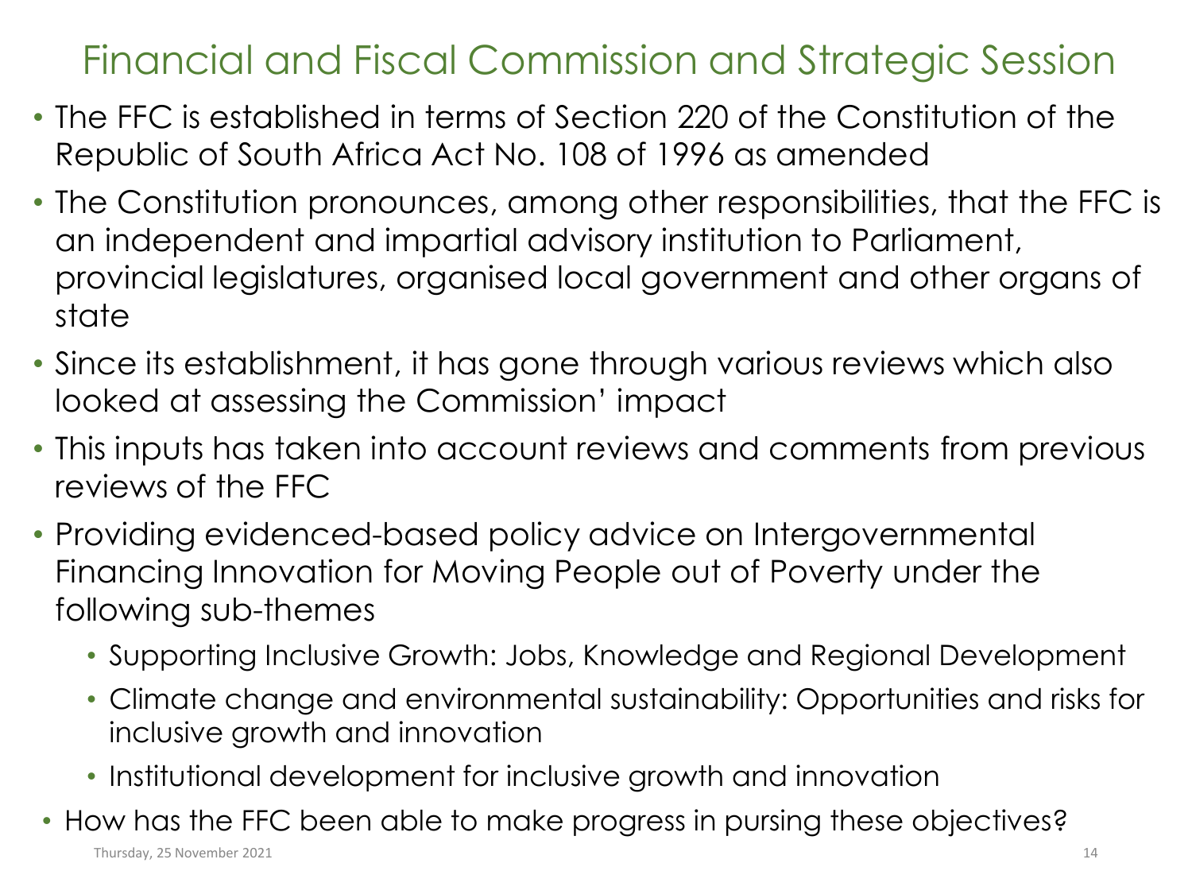# Financial and Fiscal Commission and Strategic Session

- The FFC is established in terms of Section 220 of the Constitution of the Republic of South Africa Act No. 108 of 1996 as amended
- The Constitution pronounces, among other responsibilities, that the FFC is an independent and impartial advisory institution to Parliament, provincial legislatures, organised local government and other organs of state
- Since its establishment, it has gone through various reviews which also looked at assessing the Commission' impact
- This inputs has taken into account reviews and comments from previous reviews of the FFC
- Providing evidenced-based policy advice on Intergovernmental Financing Innovation for Moving People out of Poverty under the following sub-themes
  - Supporting Inclusive Growth: Jobs, Knowledge and Regional Development
  - Climate change and environmental sustainability: Opportunities and risks for inclusive growth and innovation
  - Institutional development for inclusive growth and innovation
- How has the FFC been able to make progress in pursing these objectives?

Thursday, 25 November 2021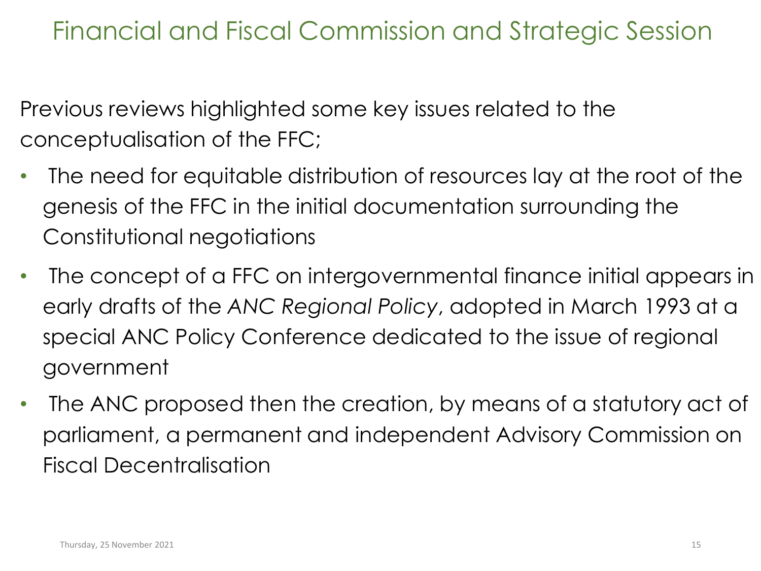# Financial and Fiscal Commission and Strategic Session

Previous reviews highlighted some key issues related to the conceptualisation of the FFC;

- The need for equitable distribution of resources lay at the root of the genesis of the FFC in the initial documentation surrounding the Constitutional negotiations
- The concept of a FFC on intergovernmental finance initial appears in early drafts of the *ANC Regional Policy*, adopted in March 1993 at a special ANC Policy Conference dedicated to the issue of regional government
- The ANC proposed then the creation, by means of a statutory act of parliament, a permanent and independent Advisory Commission on Fiscal Decentralisation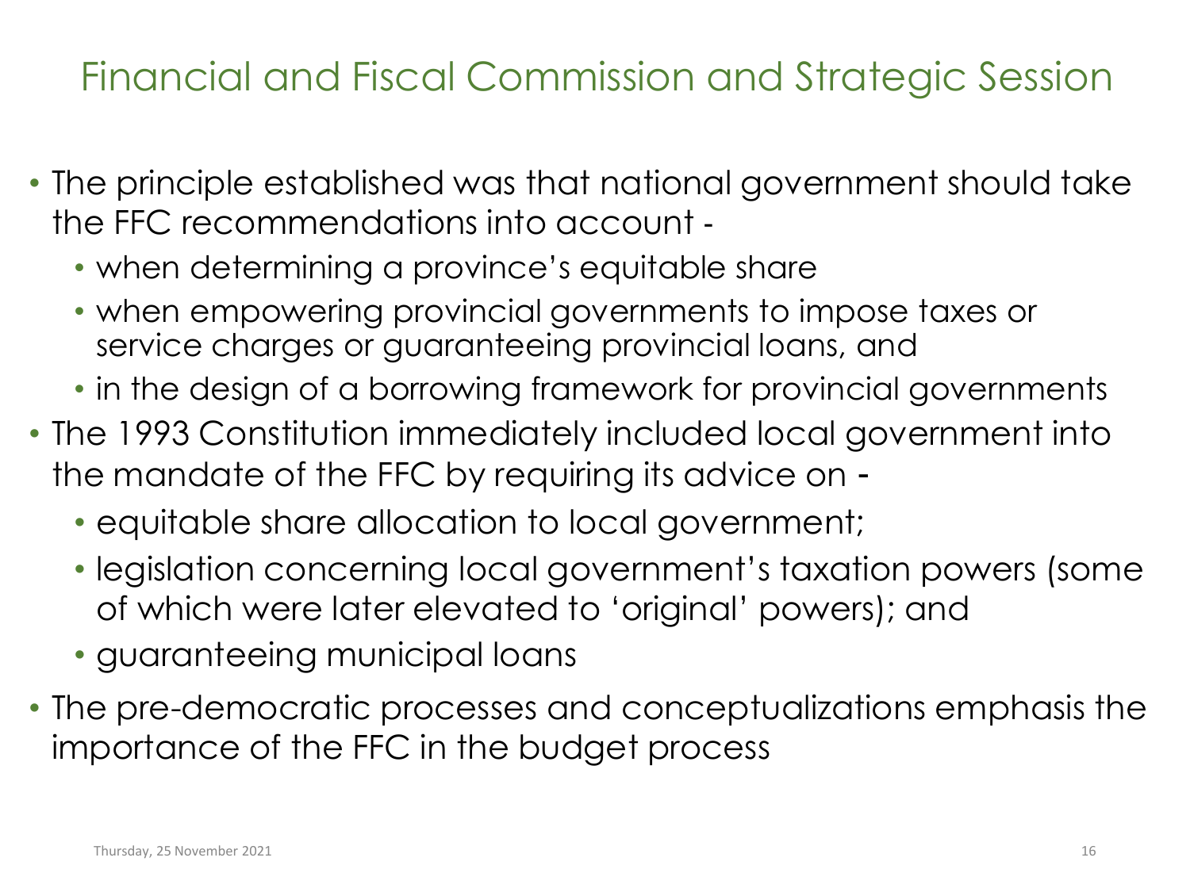# Financial and Fiscal Commission and Strategic Session

- The principle established was that national government should take the FFC recommendations into account -
  - when determining a province's equitable share
  - when empowering provincial governments to impose taxes or service charges or guaranteeing provincial loans, and
  - in the design of a borrowing framework for provincial governments
- The 1993 Constitution immediately included local government into the mandate of the FFC by requiring its advice on -
  - equitable share allocation to local government;
  - legislation concerning local government's taxation powers (some of which were later elevated to 'original' powers); and
  - guaranteeing municipal loans
- The pre-democratic processes and conceptualizations emphasis the importance of the FFC in the budget process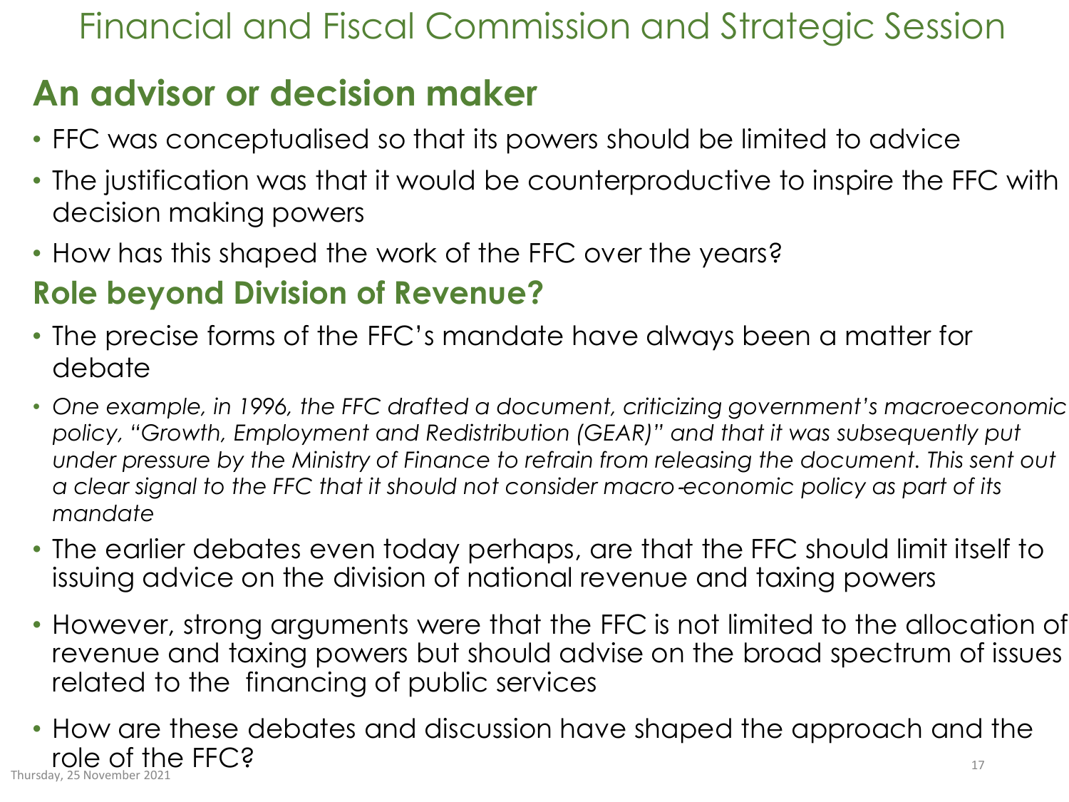# Financial and Fiscal Commission and Strategic Session

## An advisor or decision maker

- FFC was conceptualised so that its powers should be limited to advice
- The justification was that it would be counterproductive to inspire the FFC with decision making powers
- How has this shaped the work of the FFC over the years?

## Role beyond Division of Revenue?

- The precise forms of the FFC's mandate have always been a matter for debate
- *One example, in 1996, the FFC drafted a document, criticizing government's macroeconomic policy, "Growth, Employment and Redistribution (GEAR)" and that it was subsequently put under pressure by the Ministry of Finance to refrain from releasing the document. This sent out a clear signal to the FFC that it should not consider macro-economic policy as part of its mandate*
- The earlier debates even today perhaps, are that the FFC should limit itself to issuing advice on the division of national revenue and taxing powers
- However, strong arguments were that the FFC is not limited to the allocation of revenue and taxing powers but should advise on the broad spectrum of issues related to the financing of public services
- How are these debates and discussion have shaped the approach and the role of the FFC?

Thursday, 25 November 2021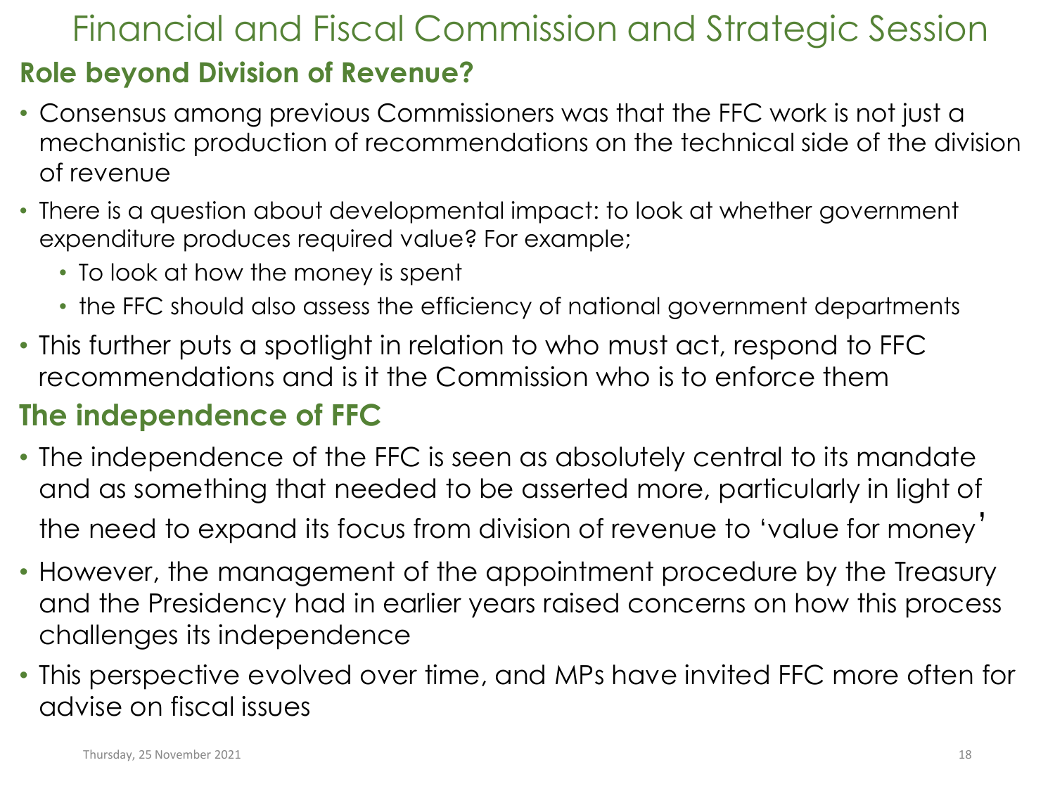# Financial and Fiscal Commission and Strategic Session

## Role beyond Division of Revenue?

- Consensus among previous Commissioners was that the FFC work is not just a mechanistic production of recommendations on the technical side of the division of revenue
- There is a question about developmental impact: to look at whether government expenditure produces required value? For example;
  - To look at how the money is spent
  - the FFC should also assess the efficiency of national government departments
- This further puts a spotlight in relation to who must act, respond to FFC recommendations and is it the Commission who is to enforce them

## The independence of FFC

- The independence of the FFC is seen as absolutely central to its mandate and as something that needed to be asserted more, particularly in light of the need to expand its focus from division of revenue to 'value for money'
- However, the management of the appointment procedure by the Treasury and the Presidency had in earlier years raised concerns on how this process challenges its independence
- This perspective evolved over time, and MPs have invited FFC more often for advise on fiscal issues

Thursday, 25 November 2021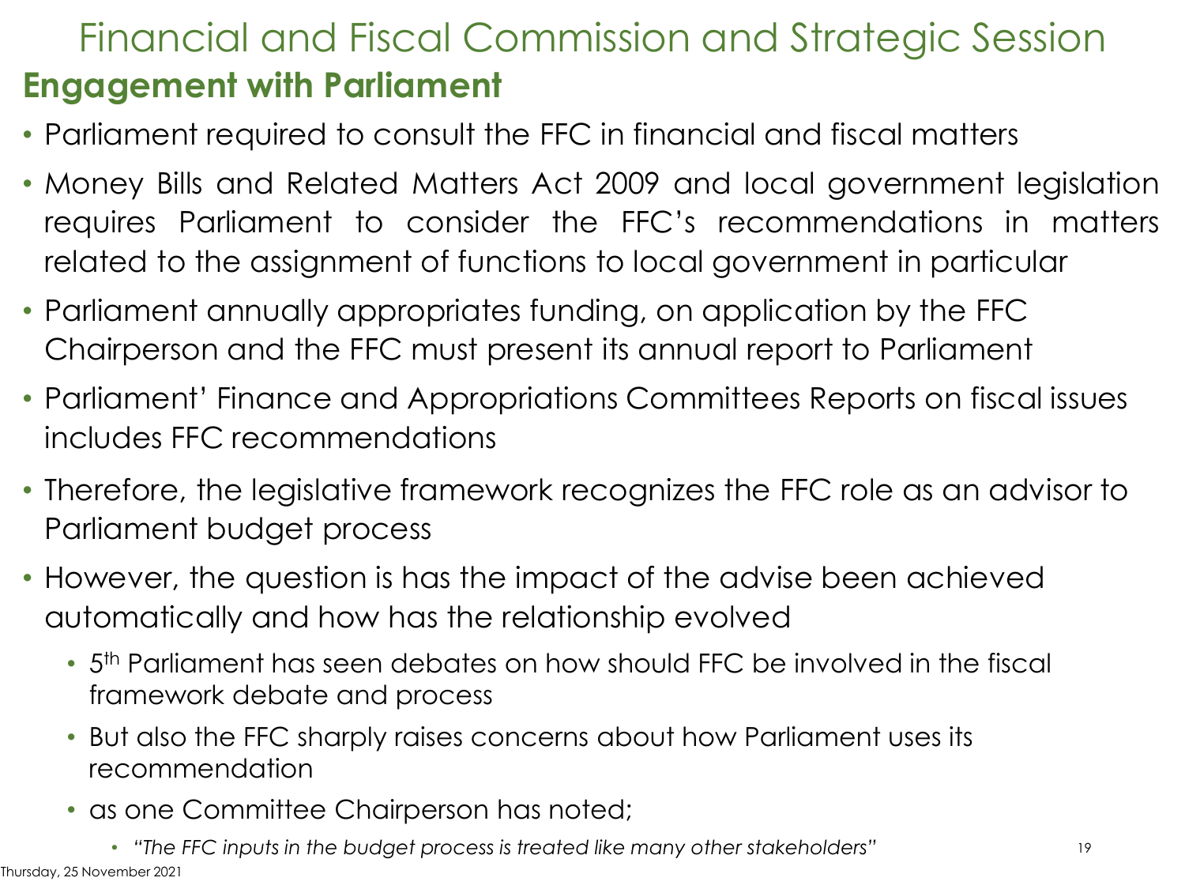# Financial and Fiscal Commission and Strategic Session

## Engagement with Parliament

- Parliament required to consult the FFC in financial and fiscal matters
- Money Bills and Related Matters Act 2009 and local government legislation requires Parliament to consider the FFC's recommendations in matters related to the assignment of functions to local government in particular
- Parliament annually appropriates funding, on application by the FFC Chairperson and the FFC must present its annual report to Parliament
- Parliament' Finance and Appropriations Committees Reports on fiscal issues includes FFC recommendations
- Therefore, the legislative framework recognizes the FFC role as an advisor to Parliament budget process
- However, the question is has the impact of the advise been achieved automatically and how has the relationship evolved
  - 5th Parliament has seen debates on how should FFC be involved in the fiscal framework debate and process
  - But also the FFC sharply raises concerns about how Parliament uses its recommendation
  - as one Committee Chairperson has noted;
    - *"The FFC inputs in the budget process is treated like many other stakeholders"*

Thursday, 25 November 2021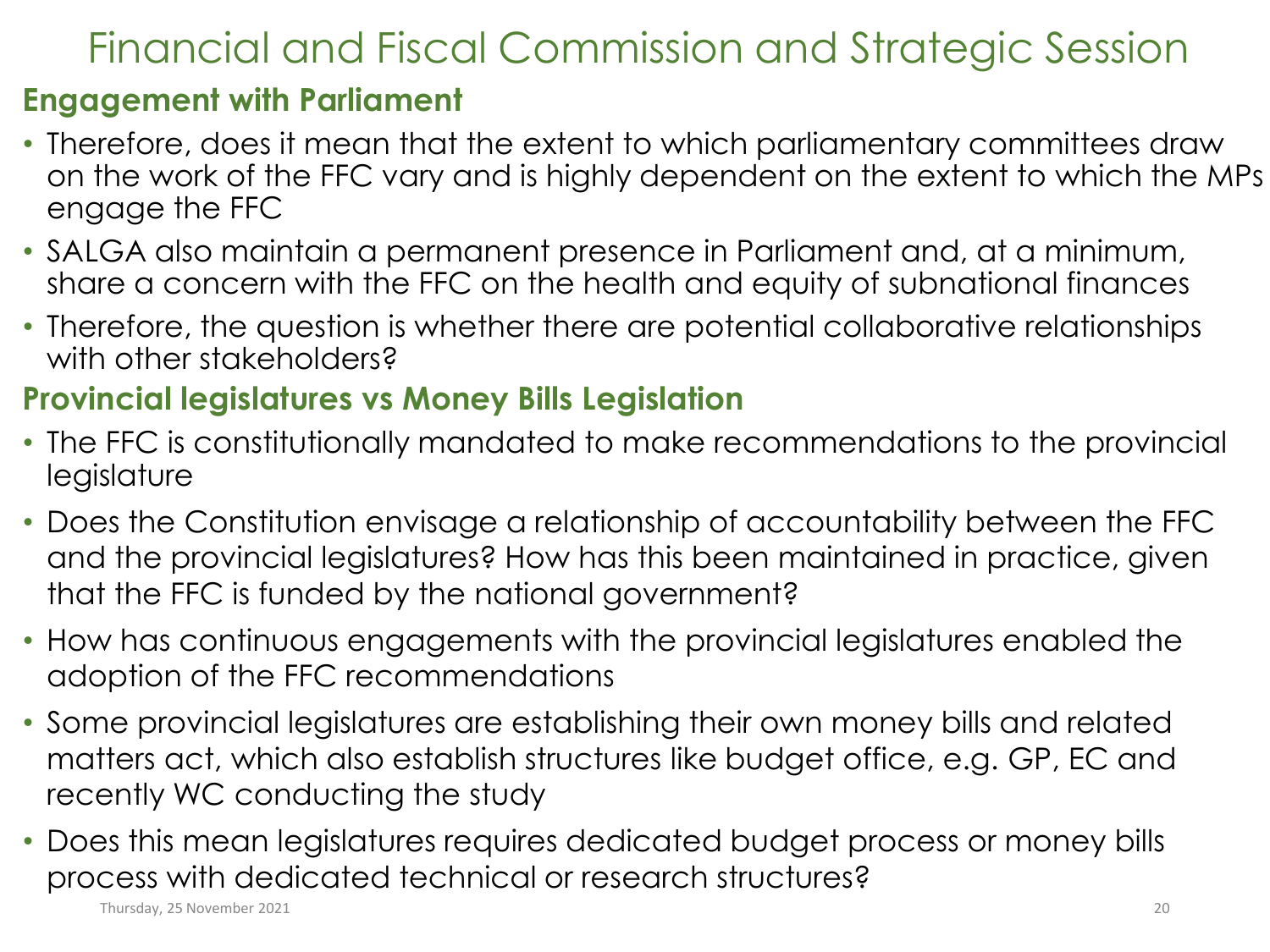# Financial and Fiscal Commission and Strategic Session

## Engagement with Parliament

- Therefore, does it mean that the extent to which parliamentary committees draw on the work of the FFC vary and is highly dependent on the extent to which the MPs engage the FFC
- SALGA also maintain a permanent presence in Parliament and, at a minimum, share a concern with the FFC on the health and equity of subnational finances
- Therefore, the question is whether there are potential collaborative relationships with other stakeholders?

## Provincial legislatures vs Money Bills Legislation

- The FFC is constitutionally mandated to make recommendations to the provincial legislature
- Does the Constitution envisage a relationship of accountability between the FFC and the provincial legislatures? How has this been maintained in practice, given that the FFC is funded by the national government?
- How has continuous engagements with the provincial legislatures enabled the adoption of the FFC recommendations
- Some provincial legislatures are establishing their own money bills and related matters act, which also establish structures like budget office, e.g. GP, EC and recently WC conducting the study
- Does this mean legislatures requires dedicated budget process or money bills process with dedicated technical or research structures?

Thursday, 25 November 2021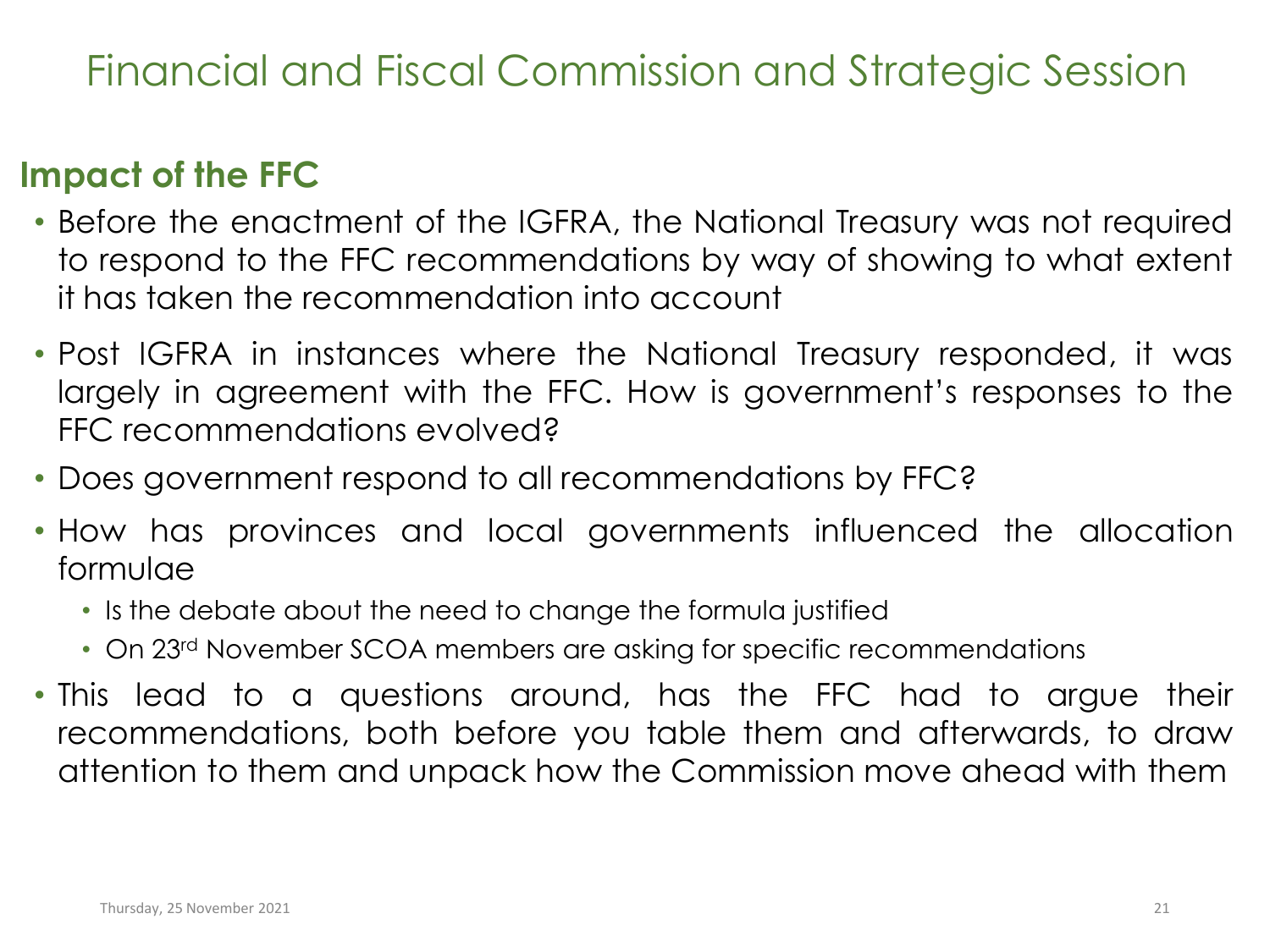# Financial and Fiscal Commission and Strategic Session

## Impact of the FFC

- Before the enactment of the IGFRA, the National Treasury was not required to respond to the FFC recommendations by way of showing to what extent it has taken the recommendation into account
- Post IGFRA in instances where the National Treasury responded, it was largely in agreement with the FFC. How is government's responses to the FFC recommendations evolved?
- Does government respond to all recommendations by FFC?
- How has provinces and local governments influenced the allocation formulae
  - Is the debate about the need to change the formula justified
  - On 23rd November SCOA members are asking for specific recommendations
- This lead to a questions around, has the FFC had to argue their recommendations, both before you table them and afterwards, to draw attention to them and unpack how the Commission move ahead with them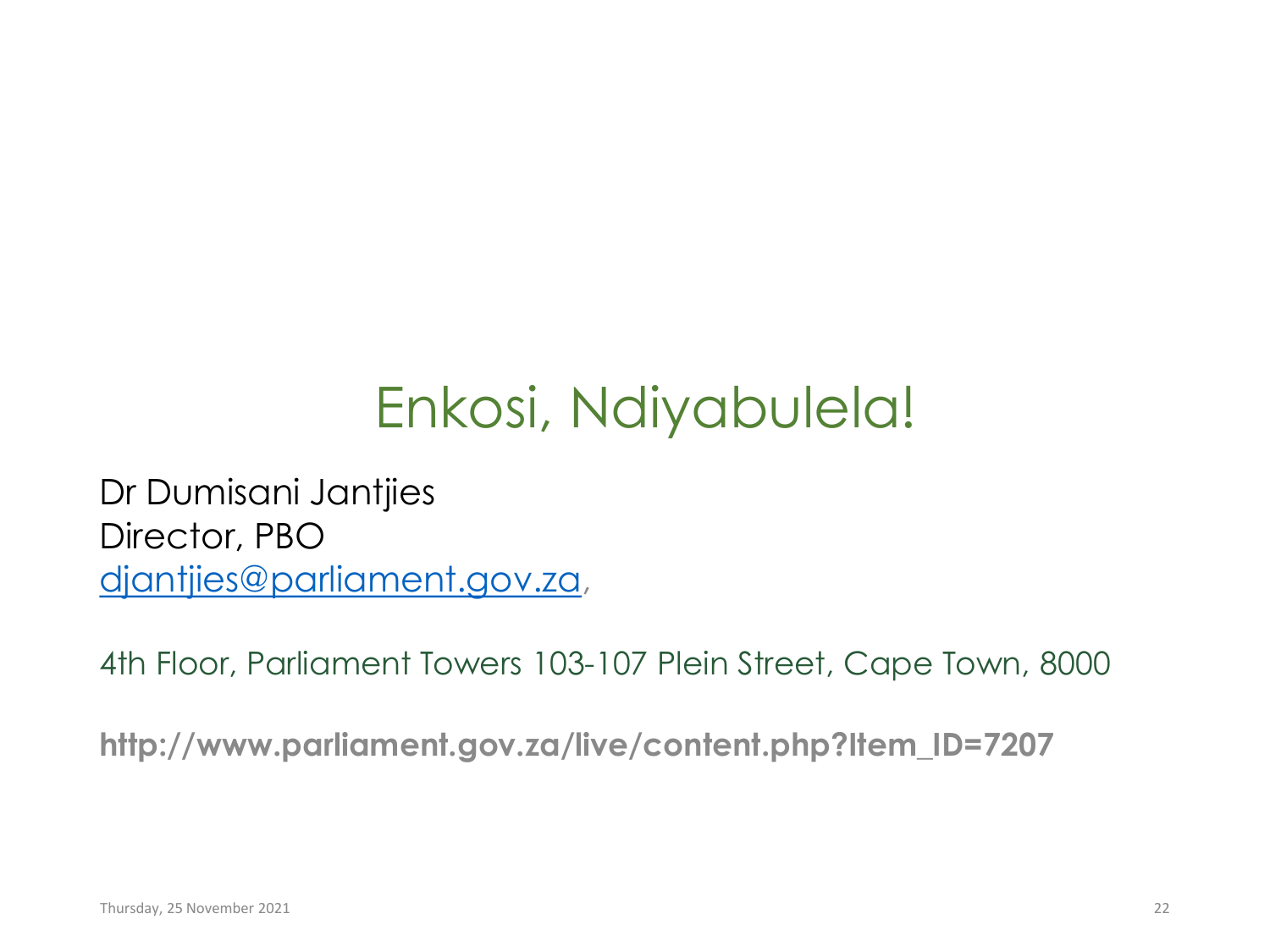# Enkosi, Ndiyabulela!

Dr Dumisani Jantjies
Director, PBO
djantjies@parliament.gov.za,

4th Floor, Parliament Towers 103-107 Plein Street, Cape Town, 8000

**http://www.parliament.gov.za/live/content.php?Item_ID=7207**

Thursday, 25 November 2021